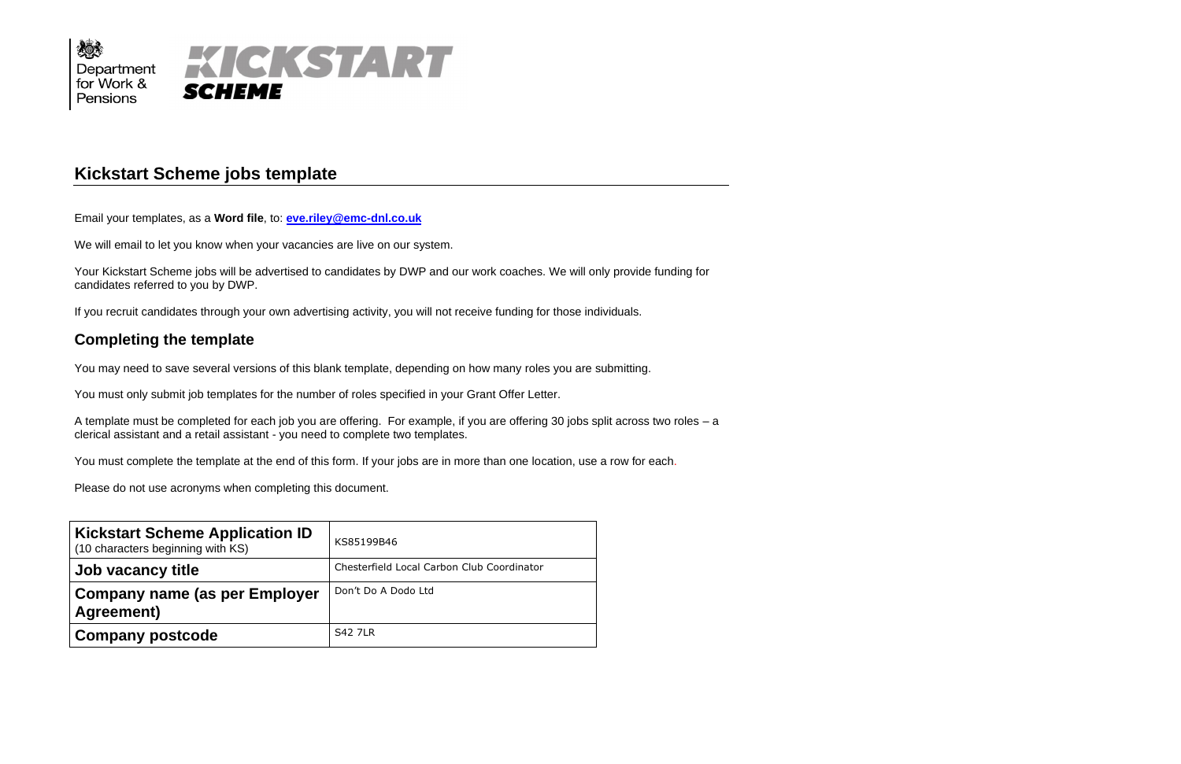Department for Work & Pensions

KICKSTART SCHEME

## Kickstart Scheme jobs template

Email your templates, as a **Word file**, to: **eve.riley@emc-dnl.co.uk**

We will email to let you know when your vacancies are live on our system.

Your Kickstart Scheme jobs will be advertised to candidates by DWP and our work coaches. We will only provide funding for candidates referred to you by DWP.

If you recruit candidates through your own advertising activity, you will not receive funding for those individuals.

### Completing the template

You may need to save several versions of this blank template, depending on how many roles you are submitting.

You must only submit job templates for the number of roles specified in your Grant Offer Letter.

A template must be completed for each job you are offering. For example, if you are offering 30 jobs split across two roles – a clerical assistant and a retail assistant - you need to complete two templates.

You must complete the template at the end of this form. If your jobs are in more than one location, use a row for each.

Please do not use acronyms when completing this document.

| | |
|---|---|
| **Kickstart Scheme Application ID** (10 characters beginning with KS) | KS85199B46 |
| **Job vacancy title** | Chesterfield Local Carbon Club Coordinator |
| **Company name (as per Employer Agreement)** | Don't Do A Dodo Ltd |
| **Company postcode** | S42 7LR |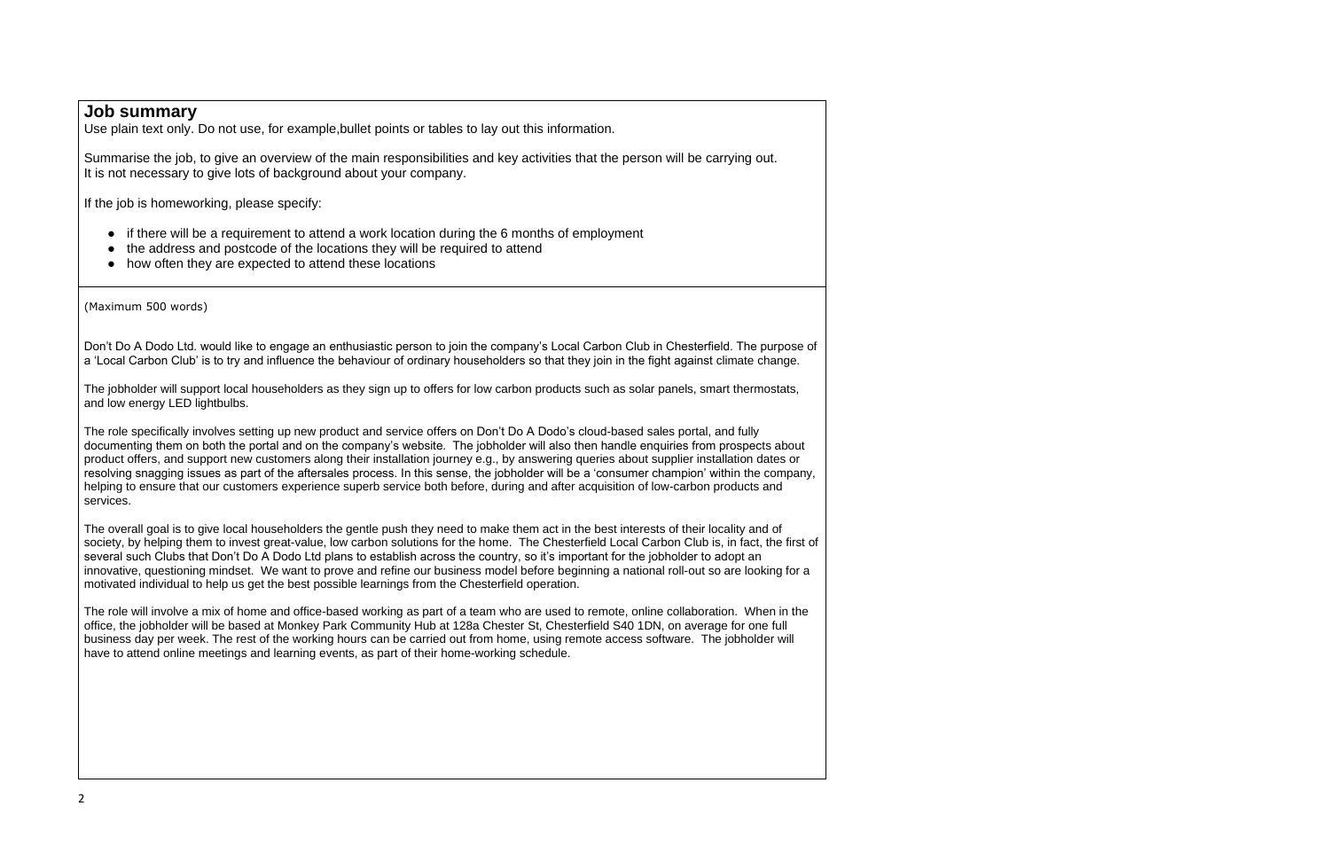## Job summary

Use plain text only. Do not use, for example,bullet points or tables to lay out this information.

Summarise the job, to give an overview of the main responsibilities and key activities that the person will be carrying out. It is not necessary to give lots of background about your company.

If the job is homeworking, please specify:

- if there will be a requirement to attend a work location during the 6 months of employment
- the address and postcode of the locations they will be required to attend
- how often they are expected to attend these locations

(Maximum 500 words)

Don't Do A Dodo Ltd. would like to engage an enthusiastic person to join the company's Local Carbon Club in Chesterfield. The purpose of a 'Local Carbon Club' is to try and influence the behaviour of ordinary householders so that they join in the fight against climate change.

The jobholder will support local householders as they sign up to offers for low carbon products such as solar panels, smart thermostats, and low energy LED lightbulbs.

The role specifically involves setting up new product and service offers on Don't Do A Dodo's cloud-based sales portal, and fully documenting them on both the portal and on the company's website. The jobholder will also then handle enquiries from prospects about product offers, and support new customers along their installation journey e.g., by answering queries about supplier installation dates or resolving snagging issues as part of the aftersales process. In this sense, the jobholder will be a 'consumer champion' within the company, helping to ensure that our customers experience superb service both before, during and after acquisition of low-carbon products and services.

The overall goal is to give local householders the gentle push they need to make them act in the best interests of their locality and of society, by helping them to invest great-value, low carbon solutions for the home. The Chesterfield Local Carbon Club is, in fact, the first of several such Clubs that Don't Do A Dodo Ltd plans to establish across the country, so it's important for the jobholder to adopt an innovative, questioning mindset. We want to prove and refine our business model before beginning a national roll-out so are looking for a motivated individual to help us get the best possible learnings from the Chesterfield operation.

The role will involve a mix of home and office-based working as part of a team who are used to remote, online collaboration. When in the office, the jobholder will be based at Monkey Park Community Hub at 128a Chester St, Chesterfield S40 1DN, on average for one full business day per week. The rest of the working hours can be carried out from home, using remote access software. The jobholder will have to attend online meetings and learning events, as part of their home-working schedule.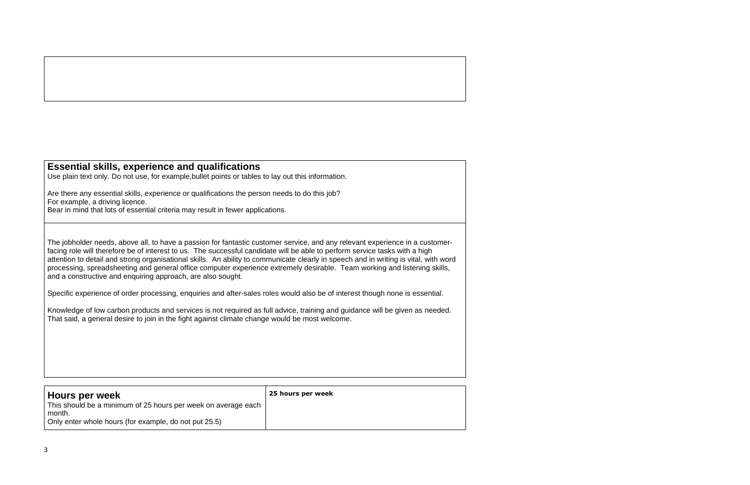## Essential skills, experience and qualifications

Use plain text only. Do not use, for example,bullet points or tables to lay out this information.

Are there any essential skills, experience or qualifications the person needs to do this job?
For example, a driving licence.
Bear in mind that lots of essential criteria may result in fewer applications.

The jobholder needs, above all, to have a passion for fantastic customer service, and any relevant experience in a customer-facing role will therefore be of interest to us. The successful candidate will be able to perform service tasks with a high attention to detail and strong organisational skills. An ability to communicate clearly in speech and in writing is vital, with word processing, spreadsheeting and general office computer experience extremely desirable. Team working and listening skills, and a constructive and enquiring approach, are also sought.

Specific experience of order processing, enquiries and after-sales roles would also be of interest though none is essential.

Knowledge of low carbon products and services is not required as full advice, training and guidance will be given as needed. That said, a general desire to join in the fight against climate change would be most welcome.

| **Hours per week**<br>This should be a minimum of 25 hours per week on average each month.<br>Only enter whole hours (for example, do not put 25.5) | **25 hours per week** |
|---|---|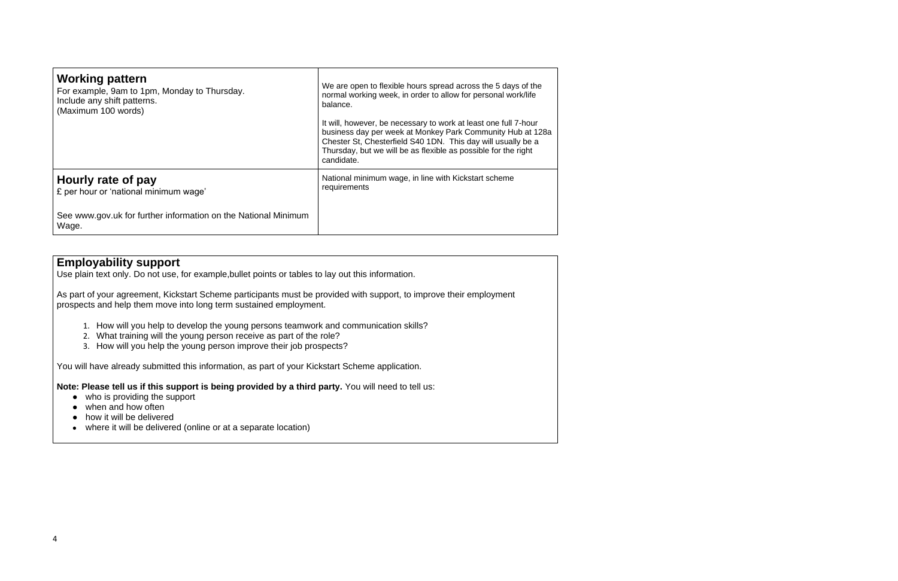| **Working pattern**<br>For example, 9am to 1pm, Monday to Thursday.<br>Include any shift patterns.<br>(Maximum 100 words) | We are open to flexible hours spread across the 5 days of the normal working week, in order to allow for personal work/life balance.<br><br>It will, however, be necessary to work at least one full 7-hour business day per week at Monkey Park Community Hub at 128a Chester St, Chesterfield S40 1DN. This day will usually be a Thursday, but we will be as flexible as possible for the right candidate. |
|---|---|
| **Hourly rate of pay**<br>£ per hour or 'national minimum wage'<br><br>See www.gov.uk for further information on the National Minimum Wage. | National minimum wage, in line with Kickstart scheme requirements |

## Employability support

Use plain text only. Do not use, for example,bullet points or tables to lay out this information.

As part of your agreement, Kickstart Scheme participants must be provided with support, to improve their employment prospects and help them move into long term sustained employment.

1. How will you help to develop the young persons teamwork and communication skills?
2. What training will the young person receive as part of the role?
3. How will you help the young person improve their job prospects?

You will have already submitted this information, as part of your Kickstart Scheme application.

**Note: Please tell us if this support is being provided by a third party.** You will need to tell us:

- who is providing the support
- when and how often
- how it will be delivered
- where it will be delivered (online or at a separate location)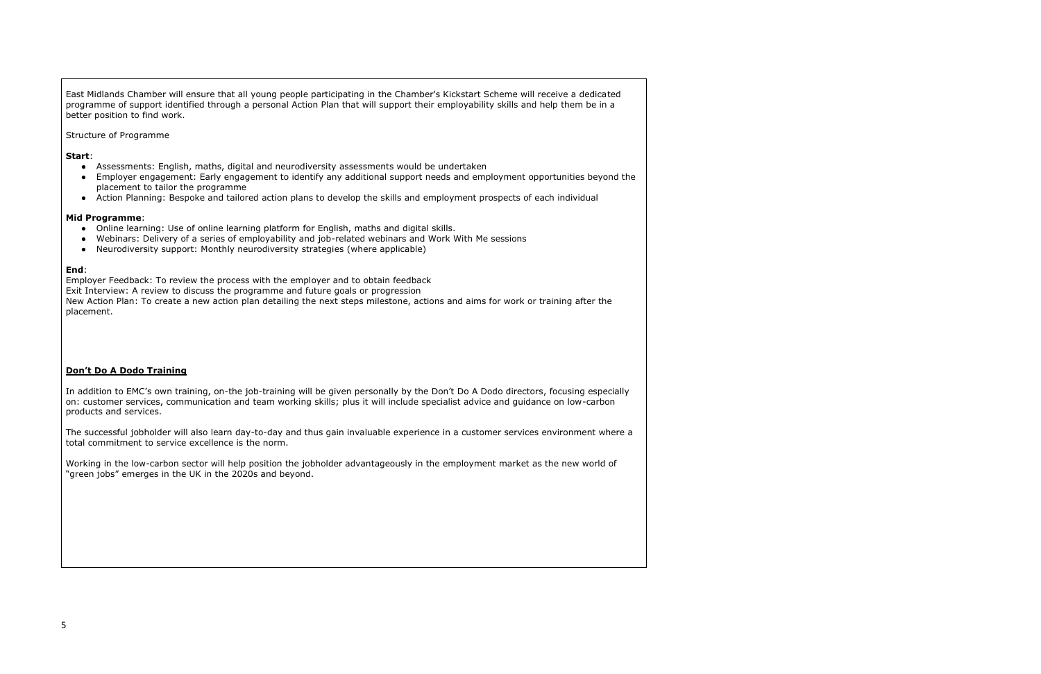East Midlands Chamber will ensure that all young people participating in the Chamber's Kickstart Scheme will receive a dedicated programme of support identified through a personal Action Plan that will support their employability skills and help them be in a better position to find work.

Structure of Programme

**Start**:

- Assessments: English, maths, digital and neurodiversity assessments would be undertaken
- Employer engagement: Early engagement to identify any additional support needs and employment opportunities beyond the placement to tailor the programme
- Action Planning: Bespoke and tailored action plans to develop the skills and employment prospects of each individual

**Mid Programme**:

- Online learning: Use of online learning platform for English, maths and digital skills.
- Webinars: Delivery of a series of employability and job-related webinars and Work With Me sessions
- Neurodiversity support: Monthly neurodiversity strategies (where applicable)

**End**:

Employer Feedback: To review the process with the employer and to obtain feedback
Exit Interview: A review to discuss the programme and future goals or progression
New Action Plan: To create a new action plan detailing the next steps milestone, actions and aims for work or training after the placement.

**<u>Don't Do A Dodo Training</u>**

In addition to EMC's own training, on-the job-training will be given personally by the Don't Do A Dodo directors, focusing especially on: customer services, communication and team working skills; plus it will include specialist advice and guidance on low-carbon products and services.

The successful jobholder will also learn day-to-day and thus gain invaluable experience in a customer services environment where a total commitment to service excellence is the norm.

Working in the low-carbon sector will help position the jobholder advantageously in the employment market as the new world of "green jobs" emerges in the UK in the 2020s and beyond.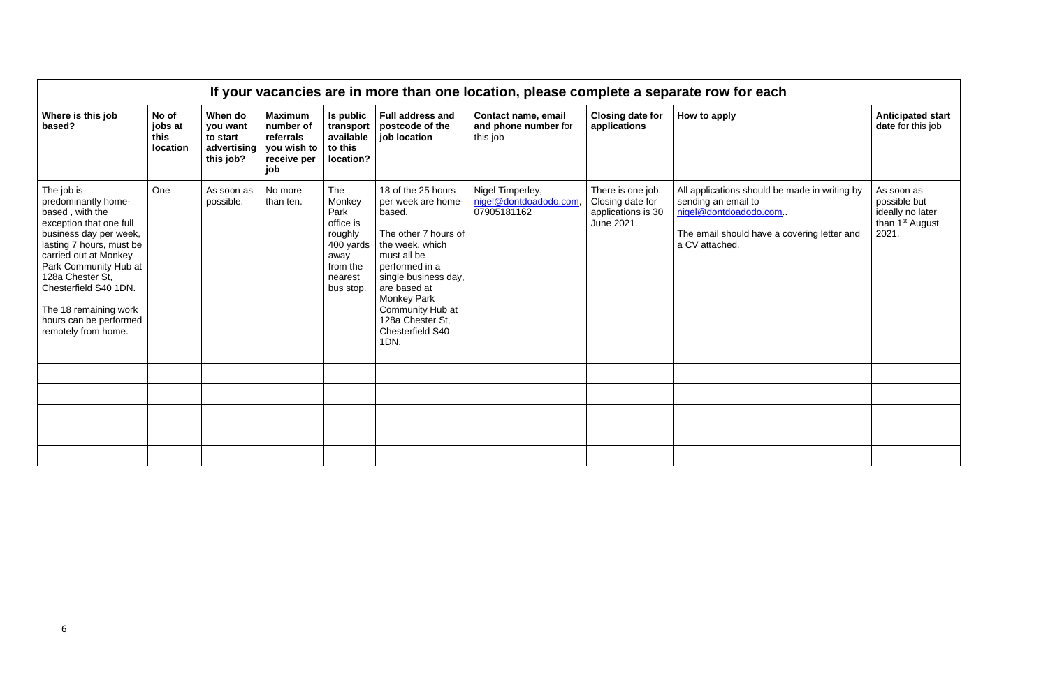| If your vacancies are in more than one location, please complete a separate row for each | | | | | | | | | |
|---|---|---|---|---|---|---|---|---|---|
| **Where is this job based?** | **No of jobs at this location** | **When do you want to start advertising this job?** | **Maximum number of referrals you wish to receive per job** | **Is public transport available to this location?** | **Full address and postcode of the job location** | **Contact name, email and phone number** for this job | **Closing date for applications** | **How to apply** | **Anticipated start date** for this job |
| The job is predominantly home-based , with the exception that one full business day per week, lasting 7 hours, must be carried out at Monkey Park Community Hub at 128a Chester St, Chesterfield S40 1DN.<br><br>The 18 remaining work hours can be performed remotely from home. | One | As soon as possible. | No more than ten. | The Monkey Park office is roughly 400 yards away from the nearest bus stop. | 18 of the 25 hours per week are home-based.<br><br>The other 7 hours of the week, which must all be performed in a single business day, are based at Monkey Park Community Hub at 128a Chester St, Chesterfield S40 1DN. | Nigel Timperley, nigel@dontdoadodo.com, 07905181162 | There is one job. Closing date for applications is 30 June 2021. | All applications should be made in writing by sending an email to nigel@dontdoadodo.com..<br><br>The email should have a covering letter and a CV attached. | As soon as possible but ideally no later than 1st August 2021. |
| | | | | | | | | | |
| | | | | | | | | | |
| | | | | | | | | | |
| | | | | | | | | | |
| | | | | | | | | | |